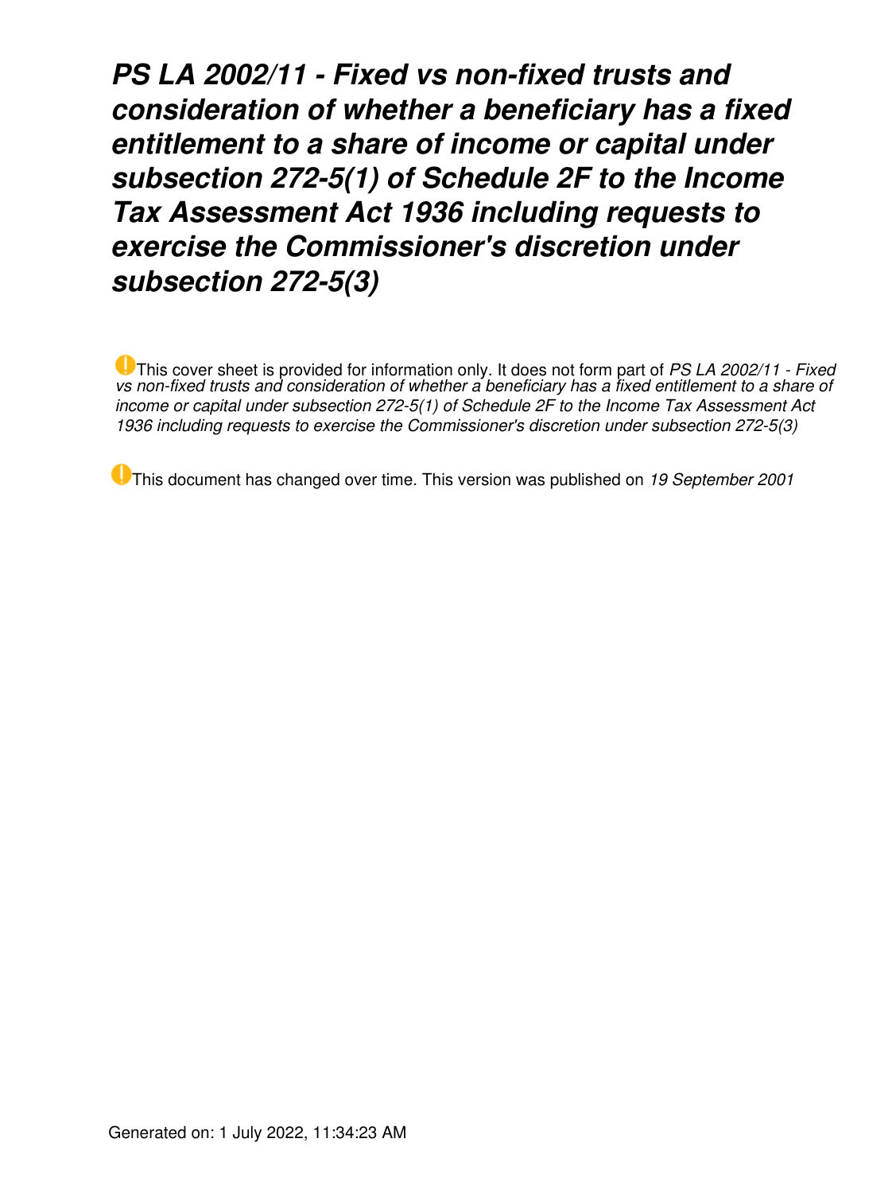# *PS LA 2002/11 - Fixed vs non-fixed trusts and consideration of whether a beneficiary has a fixed entitlement to a share of income or capital under subsection 272-5(1) of Schedule 2F to the Income Tax Assessment Act 1936 including requests to exercise the Commissioner's discretion under subsection 272-5(3)*

This cover sheet is provided for information only. It does not form part of *PS LA 2002/11 - Fixed vs non-fixed trusts and consideration of whether a beneficiary has a fixed entitlement to a share of income or capital under subsection 272-5(1) of Schedule 2F to the Income Tax Assessment Act 1936 including requests to exercise the Commissioner's discretion under subsection 272-5(3)*

This document has changed over time. This version was published on *19 September 2001*

Generated on: 1 July 2022, 11:34:23 AM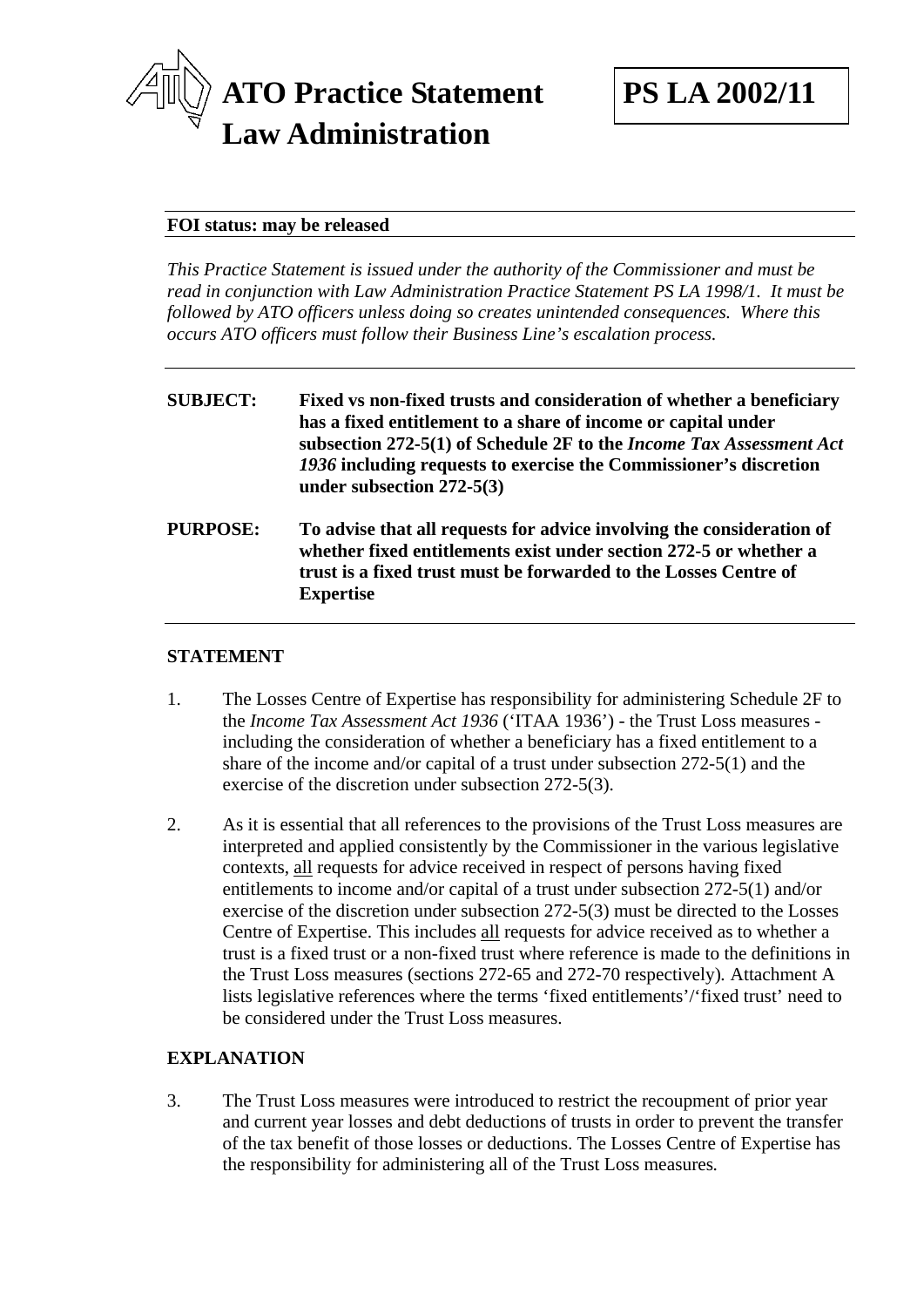# ATO Practice Statement Law Administration

**PS LA 2002/11**

**FOI status: may be released**

*This Practice Statement is issued under the authority of the Commissioner and must be read in conjunction with Law Administration Practice Statement PS LA 1998/1. It must be followed by ATO officers unless doing so creates unintended consequences. Where this occurs ATO officers must follow their Business Line's escalation process.*

| | |
|---|---|
| **SUBJECT:** | **Fixed vs non-fixed trusts and consideration of whether a beneficiary has a fixed entitlement to a share of income or capital under subsection 272-5(1) of Schedule 2F to the *Income Tax Assessment Act 1936* including requests to exercise the Commissioner's discretion under subsection 272-5(3)** |
| **PURPOSE:** | **To advise that all requests for advice involving the consideration of whether fixed entitlements exist under section 272-5 or whether a trust is a fixed trust must be forwarded to the Losses Centre of Expertise** |

## STATEMENT

1. The Losses Centre of Expertise has responsibility for administering Schedule 2F to the *Income Tax Assessment Act 1936* ('ITAA 1936') - the Trust Loss measures - including the consideration of whether a beneficiary has a fixed entitlement to a share of the income and/or capital of a trust under subsection 272-5(1) and the exercise of the discretion under subsection 272-5(3).

2. As it is essential that all references to the provisions of the Trust Loss measures are interpreted and applied consistently by the Commissioner in the various legislative contexts, <u>all</u> requests for advice received in respect of persons having fixed entitlements to income and/or capital of a trust under subsection 272-5(1) and/or exercise of the discretion under subsection 272-5(3) must be directed to the Losses Centre of Expertise. This includes <u>all</u> requests for advice received as to whether a trust is a fixed trust or a non-fixed trust where reference is made to the definitions in the Trust Loss measures (sections 272-65 and 272-70 respectively). Attachment A lists legislative references where the terms 'fixed entitlements'/'fixed trust' need to be considered under the Trust Loss measures.

## EXPLANATION

3. The Trust Loss measures were introduced to restrict the recoupment of prior year and current year losses and debt deductions of trusts in order to prevent the transfer of the tax benefit of those losses or deductions. The Losses Centre of Expertise has the responsibility for administering all of the Trust Loss measures.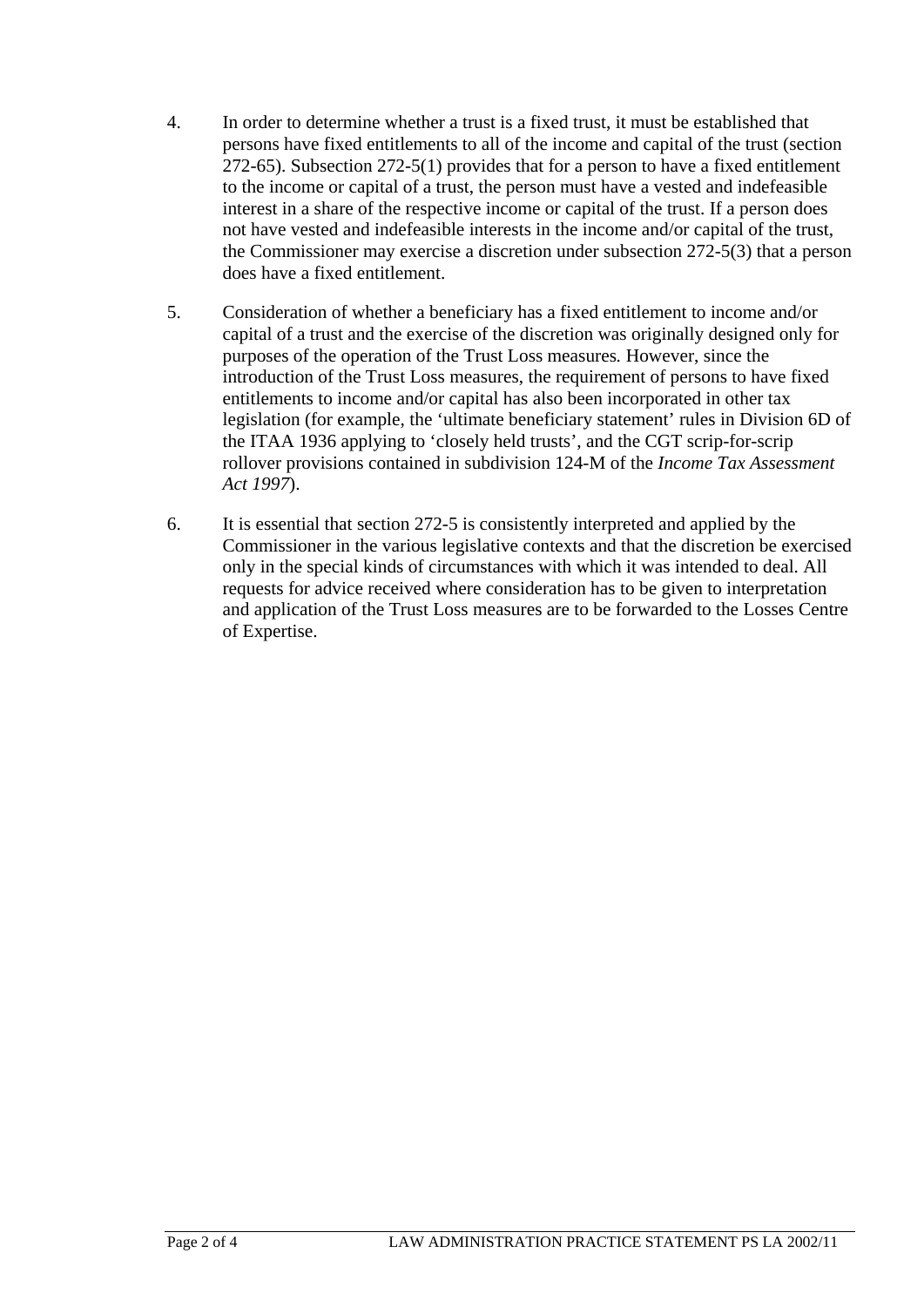4. In order to determine whether a trust is a fixed trust, it must be established that persons have fixed entitlements to all of the income and capital of the trust (section 272-65). Subsection 272-5(1) provides that for a person to have a fixed entitlement to the income or capital of a trust, the person must have a vested and indefeasible interest in a share of the respective income or capital of the trust. If a person does not have vested and indefeasible interests in the income and/or capital of the trust, the Commissioner may exercise a discretion under subsection 272-5(3) that a person does have a fixed entitlement.

5. Consideration of whether a beneficiary has a fixed entitlement to income and/or capital of a trust and the exercise of the discretion was originally designed only for purposes of the operation of the Trust Loss measures*.* However, since the introduction of the Trust Loss measures, the requirement of persons to have fixed entitlements to income and/or capital has also been incorporated in other tax legislation (for example, the 'ultimate beneficiary statement' rules in Division 6D of the ITAA 1936 applying to 'closely held trusts', and the CGT scrip-for-scrip rollover provisions contained in subdivision 124-M of the *Income Tax Assessment Act 1997*).

6. It is essential that section 272-5 is consistently interpreted and applied by the Commissioner in the various legislative contexts and that the discretion be exercised only in the special kinds of circumstances with which it was intended to deal. All requests for advice received where consideration has to be given to interpretation and application of the Trust Loss measures are to be forwarded to the Losses Centre of Expertise.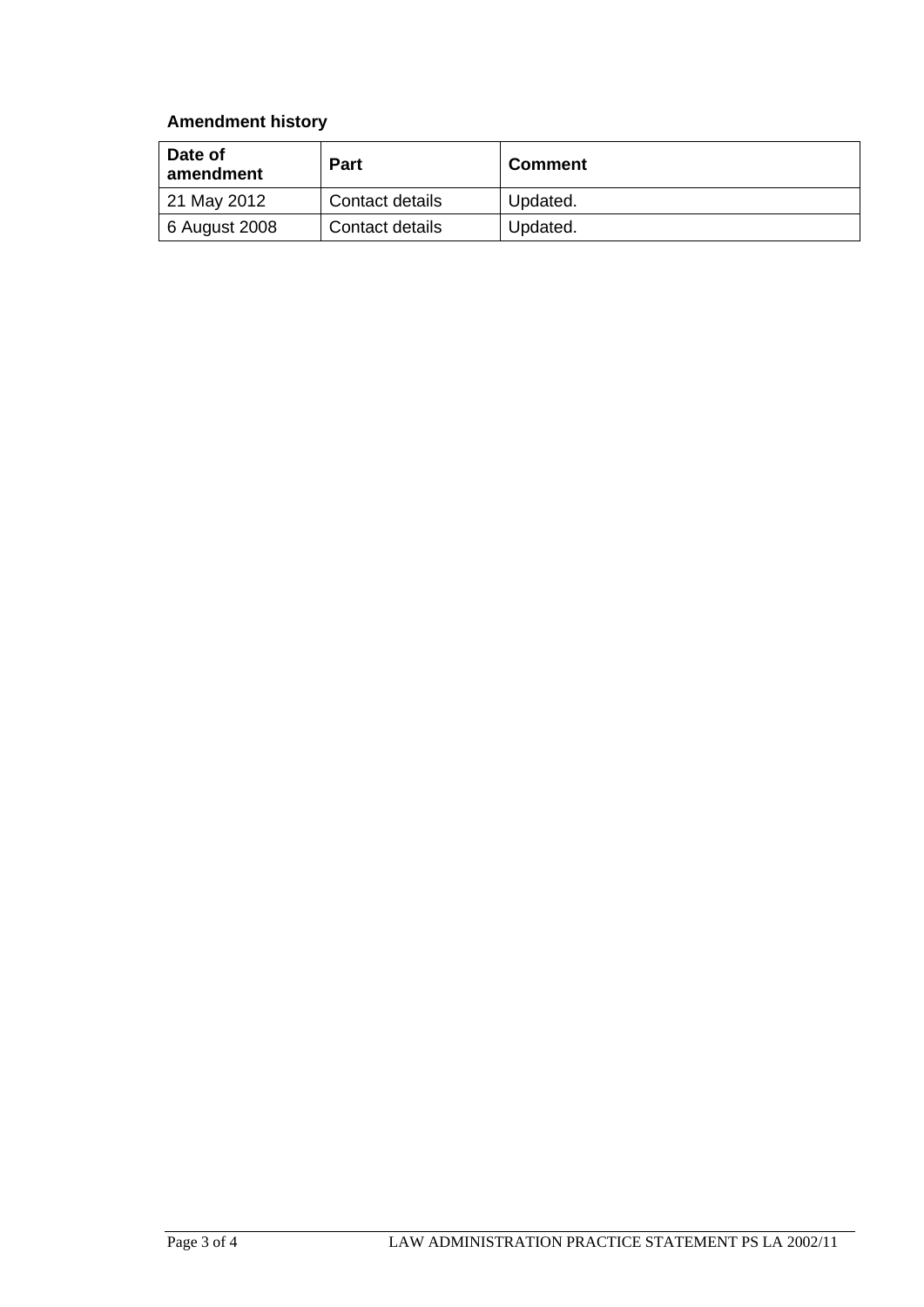## Amendment history

| Date of amendment | Part | Comment |
|---|---|---|
| 21 May 2012 | Contact details | Updated. |
| 6 August 2008 | Contact details | Updated. |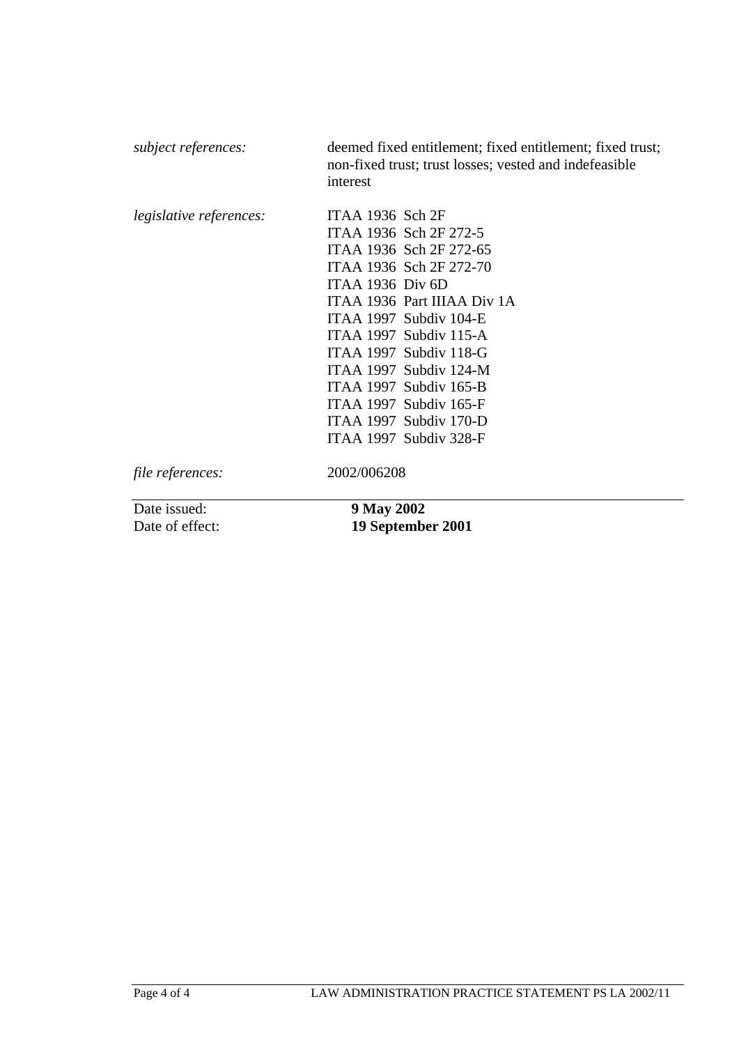*subject references:* deemed fixed entitlement; fixed entitlement; fixed trust; non-fixed trust; trust losses; vested and indefeasible interest

*legislative references:*
ITAA 1936 Sch 2F
ITAA 1936 Sch 2F 272-5
ITAA 1936 Sch 2F 272-65
ITAA 1936 Sch 2F 272-70
ITAA 1936 Div 6D
ITAA 1936 Part IIIAA Div 1A
ITAA 1997 Subdiv 104-E
ITAA 1997 Subdiv 115-A
ITAA 1997 Subdiv 118-G
ITAA 1997 Subdiv 124-M
ITAA 1997 Subdiv 165-B
ITAA 1997 Subdiv 165-F
ITAA 1997 Subdiv 170-D
ITAA 1997 Subdiv 328-F

*file references:* 2002/006208

---

Date issued: **9 May 2002**
Date of effect: **19 September 2001**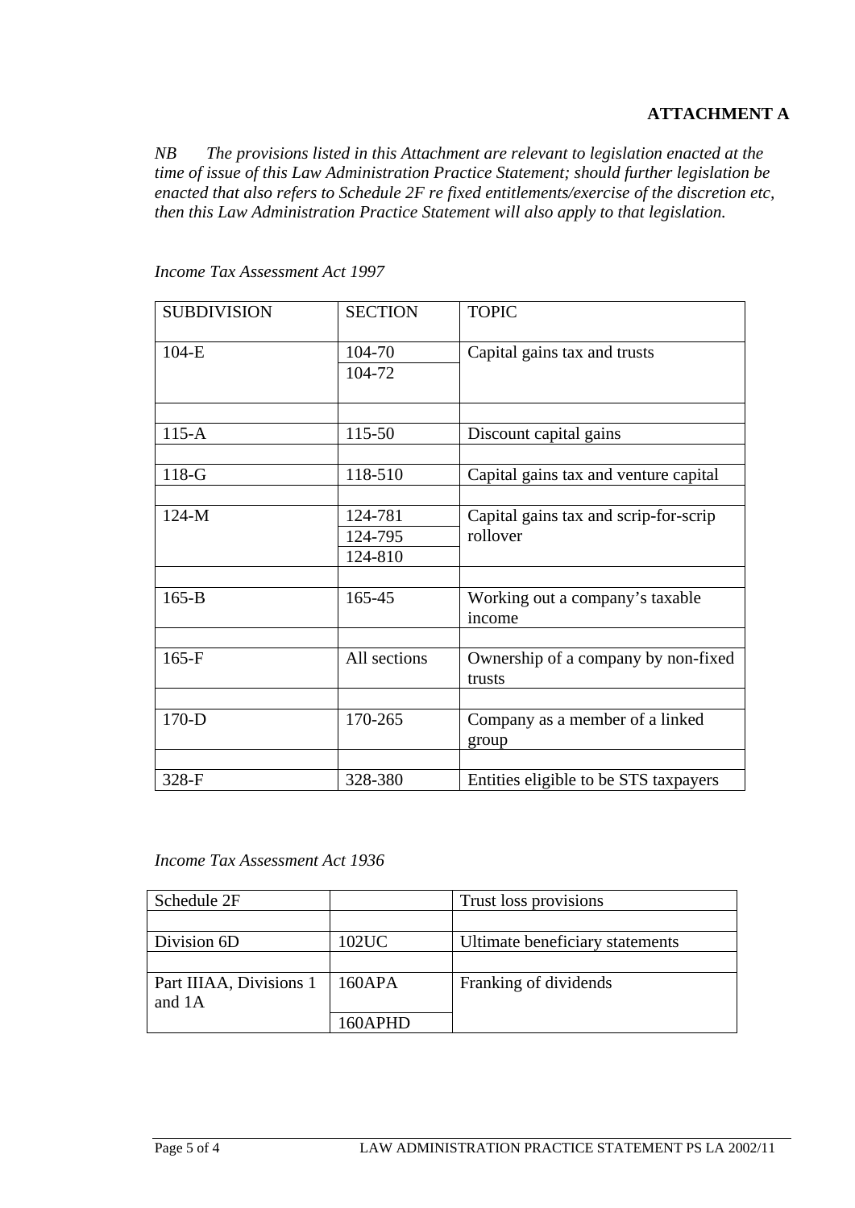**ATTACHMENT A**

*NB The provisions listed in this Attachment are relevant to legislation enacted at the time of issue of this Law Administration Practice Statement; should further legislation be enacted that also refers to Schedule 2F re fixed entitlements/exercise of the discretion etc, then this Law Administration Practice Statement will also apply to that legislation.*

*Income Tax Assessment Act 1997*

| SUBDIVISION | SECTION | TOPIC |
|---|---|---|
| 104-E | 104-70 | Capital gains tax and trusts |
| | 104-72 | |
| | | |
| 115-A | 115-50 | Discount capital gains |
| | | |
| 118-G | 118-510 | Capital gains tax and venture capital |
| | | |
| 124-M | 124-781 | Capital gains tax and scrip-for-scrip rollover |
| | 124-795 | |
| | 124-810 | |
| | | |
| 165-B | 165-45 | Working out a company's taxable income |
| | | |
| 165-F | All sections | Ownership of a company by non-fixed trusts |
| | | |
| 170-D | 170-265 | Company as a member of a linked group |
| | | |
| 328-F | 328-380 | Entities eligible to be STS taxpayers |

*Income Tax Assessment Act 1936*

| | | |
|---|---|---|
| Schedule 2F | | Trust loss provisions |
| | | |
| Division 6D | 102UC | Ultimate beneficiary statements |
| | | |
| Part IIIAA, Divisions 1 and 1A | 160APA | Franking of dividends |
| | 160APHD | |